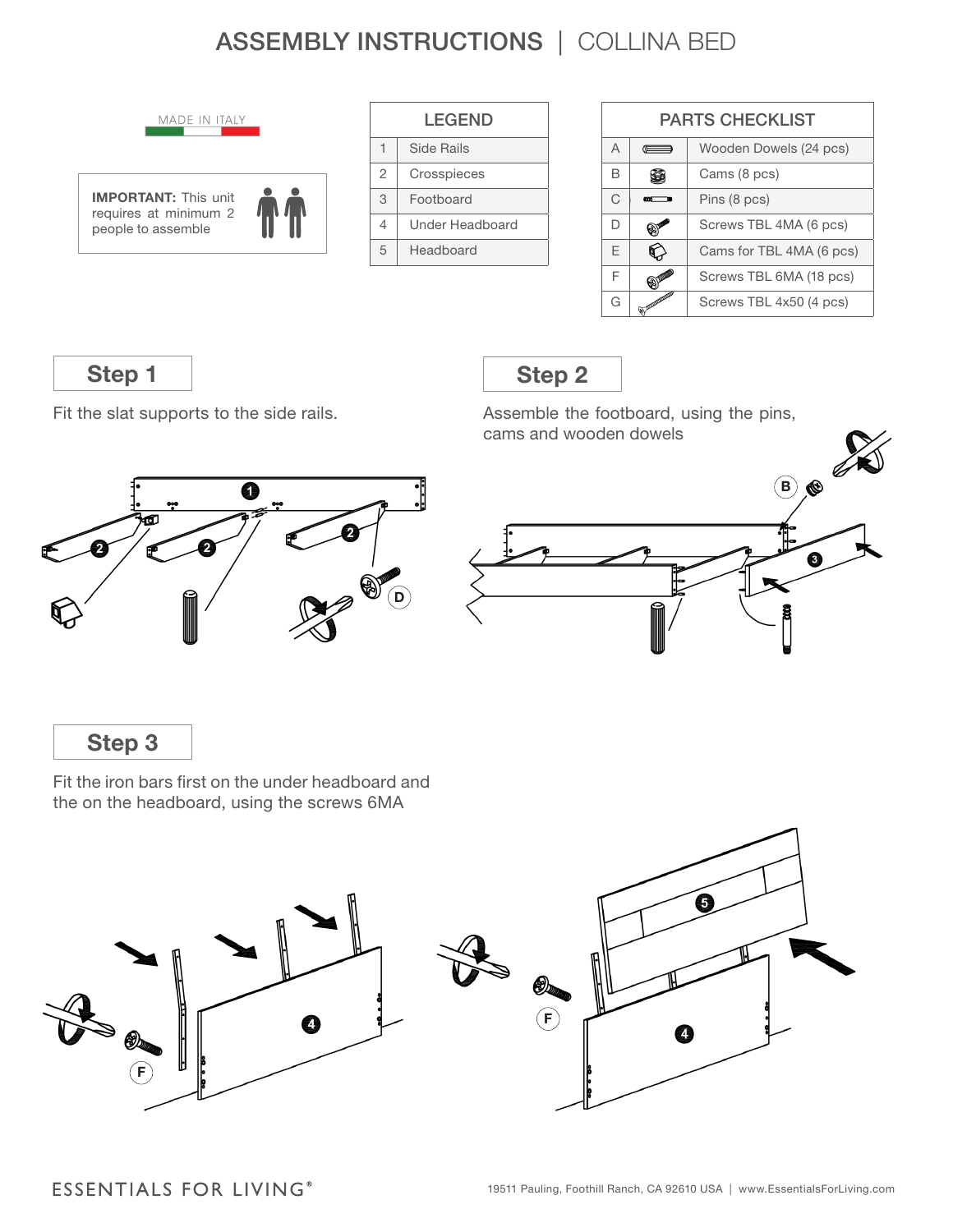# ASSEMBLY INSTRUCTIONS | COLLINA BED

MADE IN ITALY

**IMPORTANT:** This unit requires at minimum 2 people to assemble

| LEGEND | |
|---|---|
| 1 | Side Rails |
| 2 | Crosspieces |
| 3 | Footboard |
| 4 | Under Headboard |
| 5 | Headboard |

| PARTS CHECKLIST | |
|---|---|
| A | Wooden Dowels (24 pcs) |
| B | Cams (8 pcs) |
| C | Pins (8 pcs) |
| D | Screws TBL 4MA (6 pcs) |
| E | Cams for TBL 4MA (6 pcs) |
| F | Screws TBL 6MA (18 pcs) |
| G | Screws TBL 4x50 (4 pcs) |

## Step 1

Fit the slat supports to the side rails.

## Step 2

Assemble the footboard, using the pins, cams and wooden dowels

## Step 3

Fit the iron bars first on the under headboard and the on the headboard, using the screws 6MA

ESSENTIALS FOR LIVING®

19511 Pauling, Foothill Ranch, CA 92610 USA | www.EssentialsForLiving.com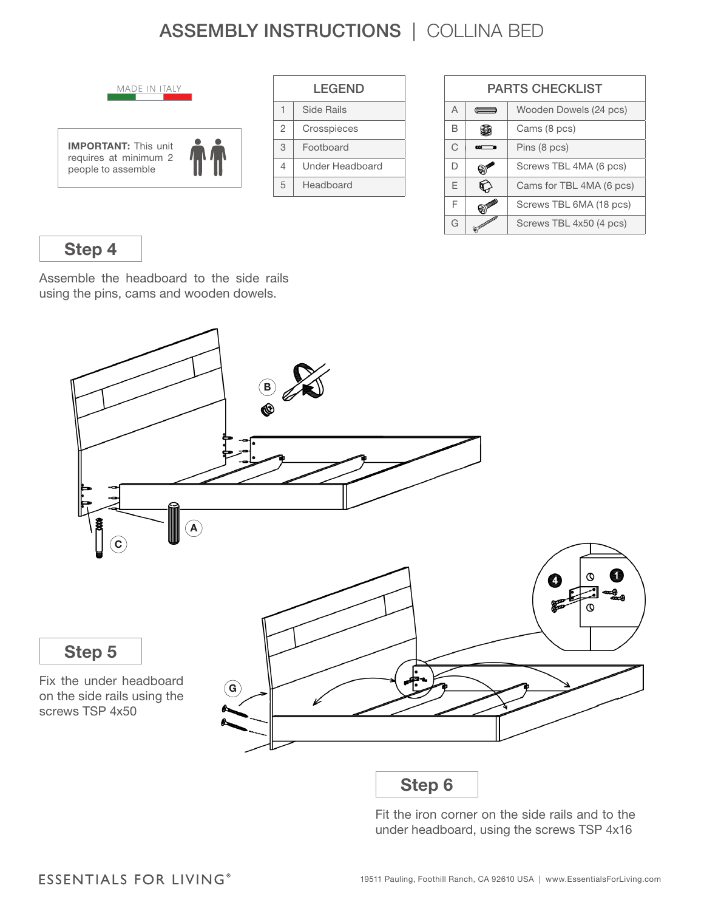# ASSEMBLY INSTRUCTIONS | COLLINA BED

MADE IN ITALY

**IMPORTANT:** This unit requires at minimum 2 people to assemble

| LEGEND | |
|---|---|
| 1 | Side Rails |
| 2 | Crosspieces |
| 3 | Footboard |
| 4 | Under Headboard |
| 5 | Headboard |

| PARTS CHECKLIST | |
|---|---|
| A | Wooden Dowels (24 pcs) |
| B | Cams (8 pcs) |
| C | Pins (8 pcs) |
| D | Screws TBL 4MA (6 pcs) |
| E | Cams for TBL 4MA (6 pcs) |
| F | Screws TBL 6MA (18 pcs) |
| G | Screws TBL 4x50 (4 pcs) |

## Step 4

Assemble the headboard to the side rails using the pins, cams and wooden dowels.

## Step 5

Fix the under headboard on the side rails using the screws TSP 4x50

## Step 6

Fit the iron corner on the side rails and to the under headboard, using the screws TSP 4x16

ESSENTIALS FOR LIVING®

19511 Pauling, Foothill Ranch, CA 92610 USA | www.EssentialsForLiving.com